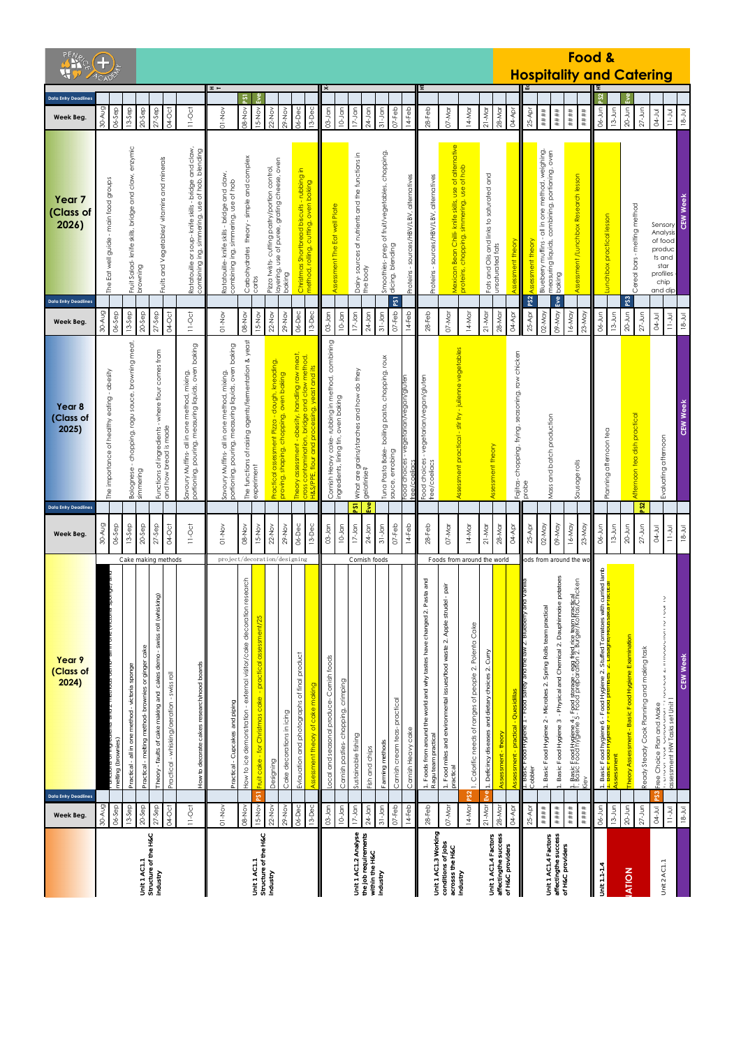# Food & Hospitality and Catering

## Year 7 (Class of 2026)

| Week Beg. | Data Entry Deadlines | Year 7 (Class of 2026) |
|---|---|---|
| 30-Aug | | The Eat well guide - main food groups |
| 06-Sep | | |
| 13-Sep | | Fruit Salad - knife skills, bridge and claw, enzymic browning |
| 20-Sep | | |
| 27-Sep | | Fruits and Vegetables/ vitamins and minerals |
| 04-Oct | | |
| 11-Oct | | Ratatouille or soup - knife skills - bridge and claw, combining ing, simmering, use of hob, blending |
| 01-Nov | | Ratatouille - knife skills - bridge and claw, combining ing, simmering, use of hob |
| 08-Nov | PS1 | Carbohydrates theory - simple and complex carbs |
| 15-Nov | Eve | |
| 22-Nov | | Pizza twists - cutting pastry/portion control, layering, use of puree, grating cheese, oven baking |
| 29-Nov | | |
| 06-Dec | | Christmas Shortbread biscuits - rubbing in method, rolling, cutting, oven baking |
| 13-Dec | | |
| 03-Jan | | Assessment The Eat well Plate |
| 10-Jan | | |
| 17-Jan | | Dairy - sources of nutrients and the functions in the body |
| 24-Jan | | |
| 31-Jan | | Smoothies - prep of fruit/vegetables, chopping, dicing, blending |
| 07-Feb | | |
| 14-Feb | | Proteins - sources/HBV/LBV, alternatives |
| 28-Feb | | Proteins - sources/HBV/LBV, alternatives |
| 07-Mar | | Mexican Bean Chilli - knife skills, use of alternative proteins, chopping, simmering, use of hob |
| 14-Mar | | |
| 21-Mar | | Fats and Oils and links to saturated and unsaturated fats |
| 28-Mar | | |
| 04-Apr | | Assessment theory |
| 25-Apr | PS2 | Assessment theory |
| #### | | Blueberry muffins - all in one method, weighing, measuring liquids, combining, portioning, oven baking |
| #### | | |
| #### | | Assessment /Lunchbox Research lesson |
| #### | | |
| 06-Jun | PS2 | Lunchbox practical lesson |
| 13-Jun | | |
| 20-Jun | Eve | Cereal bars - melting method |
| 27-Jun | | |
| 04-Jul | | Sensory Analysis of food products and star profiles - chip and dip |
| 11-Jul | | |
| 18-Jul | | CEW Week |

## Year 8 (Class of 2025)

| Week Beg. | Data Entry Deadlines | Year 8 (Class of 2025) |
|---|---|---|
| 30-Aug | | The importance of healthy eating - obesity |
| 06-Sep | | |
| 13-Sep | | Bolognese - chopping, ragu sauce, browning meat, simmering |
| 20-Sep | | Functions of ingredients - where flour comes from and how bread is made |
| 27-Sep | | |
| 04-Oct | | Savoury Muffins - all in one method, mixing, portioning, pouring, measuring liquids, oven baking |
| 11-Oct | | |
| 01-Nov | | Savoury Muffins - all in one method, mixing, portioning, pouring, measuring liquids, oven baking |
| 08-Nov | | The functions of raising agents/fermentation & yeast experiment |
| 15-Nov | | |
| 22-Nov | | Practical assessment Pizza - dough, kneading, proving, shaping, chopping, oven baking |
| 29-Nov | | |
| 06-Dec | | Theory assessment - obesity, handling raw meat, cross contamination, bridge and claw method, H&S/PPE, flour and processing, yeast and its |
| 13-Dec | | |
| 03-Jan | | Cornish Heavy cake - rubbing in method, combining ingredients, lining tin, oven baking |
| 10-Jan | | |
| 17-Jan | | What are grains/starches and how do they gelatinise? |
| 24-Jan | | |
| 31-Jan | | Tuna Pasta Bake - boiling pasta, chopping, roux sauce, enrobing |
| 07-Feb | PS1 | |
| 14-Feb | | Food choices - vegetarian/vegan/gluten free/coeliacs |
| 28-Feb | | Food choices - vegetarian/vegan/gluten free/coeliacs |
| 07-Mar | | Assessment practical - stir fry - julienne vegetables |
| 14-Mar | | |
| 21-Mar | | Assessment theory |
| 28-Mar | | |
| 04-Apr | | Fajitas - chopping, frying, seasoning, raw chicken probe |
| 25-Apr | | |
| 02-May | | Mass and batch production |
| 09-May | Eve | |
| 16-May | | Sausage rolls |
| 23-May | | |
| 06-Jun | | Planning afternoon tea |
| 13-Jun | | |
| 20-Jun | PS3 | Afternoon tea dish practical |
| 27-Jun | | |
| 04-Jul | | Evaluating afternoon |
| 11-Jul | | |
| 18-Jul | | CEW Week |

## Year 9 (Class of 2024)

| Unit | Week Beg. | Data Entry Deadlines | Topic | Year 9 (Class of 2024) |
|---|---|---|---|---|
| Unit 1 AC1.1 Structure of the H&C industry | 30-Aug | | Cake making methods | Functions of ingredients and 2 methods demo - all in one (victoria sponge) and melting (brownies) |
| | 06-Sep | | | |
| | 13-Sep | | | Practical - all in one method - victoria sponge |
| | 20-Sep | | | Practical - melting method - brownies or ginger cake |
| | 27-Sep | | | Theory - faults of cake making and cakes demo - swiss roll (whisking) |
| | 04-Oct | | | Practical - whisking/aeration - swiss roll |
| | 11-Oct | | | How to decorate cakes research/mood boards |
| Unit 1 AC1.1 Structure of the H&C industry | 01-Nov | | project/decoration/designing | Practical - Cupcakes and piping |
| | 08-Nov | | | How to ice demonstration - external visitor/cake decoration research |
| | 15-Nov | PS1 | | Fruit cake - for Christmas cake - practical assessment/25 |
| | 22-Nov | | | Designing |
| | 29-Nov | | | Cake decorations in icing |
| | 06-Dec | | | Evaluation and photographs of final product |
| | 13-Dec | | | Assessment theory of cake making |
| Unit 1 AC1.2 Analyse the job requirements within the H&C industry | 03-Jan | | Cornish foods | Local and seasonal produce - Cornish foods |
| | 10-Jan | | | Cornish pasties - chopping, crimping |
| | 17-Jan | | | Sustainable fishing |
| | 24-Jan | | | Fish and chips |
| | 31-Jan | | | Farming methods |
| | 07-Feb | | | Cornish cream teas - practical |
| | 14-Feb | | | Cornish Heavy cake |
| Unit 1 AC1.3 Working conditions of jobs across the H&C industry | 28-Feb | | Foods from around the world | 1. Foods from around the world and how tastes have changed 2. Pasta and Ragu team practical |
| | 07-Mar | | | 1. Food miles and environmental issues/food waste 2. Apple strudel - pair practical |
| | 14-Mar | PS2 | | 1. Calorific needs of ranges of people 2. Polenta Cake |
| Unit 1 AC1.4 Factors affecting the success of H&C providers | 21-Mar | Eve | | 1. Deficincy diseases and dietary choices 2. Curry |
| | 28-Mar | | | Assessment - theory |
| | 04-Apr | | | Assessment - practical - Quesadillas |
| Unit 1 AC1.4 Factors affecting the success of H&C providers | 25-Apr | | Foods from around the world | 1. Basic Food Hygiene 1 - Food Safety and the law 2. Blueberry and Vanilla Cobbler |
| | #### | | | 1. Basic Food Hygiene 2 - Microbes 2. Spring Rolls team practical |
| | #### | | | 1. Basic Food Hygiene 3 - Physical and Chemical 2. Dauphinoise potatoes |
| | #### | | | 1. Basic Food Hygiene 4 - Food storage - egg fried rice team practical |
| | #### | | | 1. Basic Food Hygiene 5 - Food preparation 2. Burger/Koftas/Chicken Kiev |
| Unit 1.1-1.4 | 06-Jun | | | 1. Basic Food hygiene 6 - Food Hygiene 2. Stuffed Tomatoes with curried lamb |
| | 13-Jun | | | 1. Basic Food Hygiene 7 - Food premises 2. Lasagne/Moussaka Practical Assessment |
| ATION | 20-Jun | | | Theory Assessment - Basic Food Hygiene Examination |
| | 27-Jun | | | Ready Steady Cook Planning and making task |
| Unit 2 AC1.1 | 04-Jul | PS3 | | Free Choice Plan and Make |
| | 11-Jul | | | assessment HW Tasks set Unit 1 |
| | 18-Jul | | | CEW Week |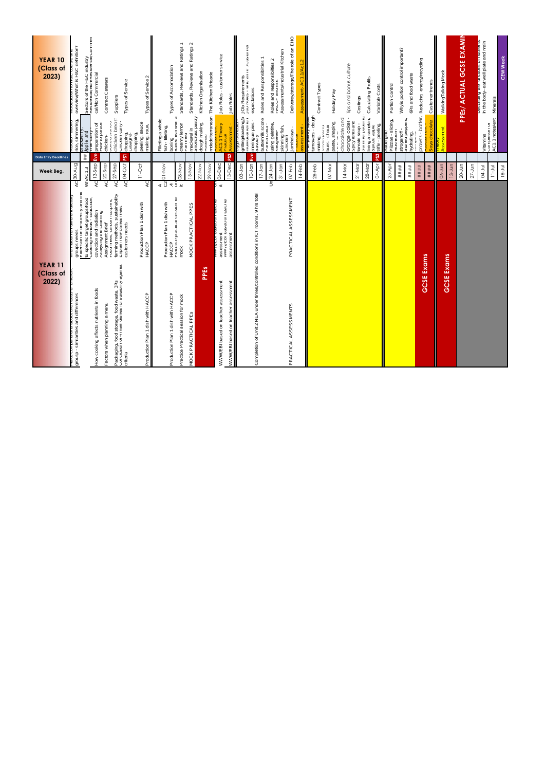# YEAR 10 (Class of 2023) / YEAR 11 (Class of 2022)

| Week Beg. | YEAR 11 (Class of 2022) | YEAR 11 (Class of 2022) | | Data Entry Deadlines | YEAR 10 (Class of 2023) | YEAR 10 (Class of 2023) |
|---|---|---|---|---|---|---|
| 30-Aug | Make comparisons about the needs of different groupsp - similarities and differences | Information on different dietary groups needs | AC | | Health - about rice, simmering, | Introduction to H&C course and overview/What is H&C definition? |
| ## | | Extension on deficiency and link to specific target groups/food | WPAC1.3 | | Breakfast/y, Apple and | Sectors of the H&C industry Residential/Non Residential/Commercial |
| 13-Sep | How cooking affects nutrients in foods | Cooking methods - conduction, convection and radiation | AC | Eve | Thai curry - preparation of | cal/Non Commercial |
| 20-Sep | Factors when planning a menu | Analysing the cooking Assignment Brief | AC | | chicken- | Contract Caterers |
| 27-Sep | Packaging, food storage, food waste, 3Rs | Food miles, carbon footprint, farming methods, sustainability | AC | | chicken breast | Suppliers |
| 04-Oct | Conclusion of all the factors for suitability against criteria | Explain how dishes meet customers needs | AC | PS1 | Chicken curry - chopping, | Types of Service |
| 11-Oct | Production Plan 1 dish with HACCP | Production Plan 1 dish with HACCP | AC | | Lasagne- chopping, peeling, sauce making, roux, | Types of Service 2 |
| 01-Nov | Production Plan 1 dish with HACCP | Production Plan 1 dish with HACCP | A C2 .4 | | Filleting a whole fish- filleting, boning | Types of Accomodation |
| 08-Nov | Practice Practical session for mock | Practice practical session for mock | Un it | | Baked fish with a creamy lemon | Standards, Reviews and Ratings 1 |
| 15-Nov | MOCK PRACTICAL PPEs | MOCK PRACTICAL PPES | | | mackerel in shortcrust pastry | Standards, Reviews and Ratings 2 |
| 22-Nov | PPEs | | | | dough making, | Kitchen Organisation |
| 29-Nov | | | | | Mediterranean | The Kitchen Brigade |
| 06-Dec | WWW/EBI based on teacher assessment | WWW/EBI based on teacher assessment | it | | AC1.1 Theory Practical | Job Roles - customer service |
| 13-Dec | WWW/EBI based on teacher assessment | WWW/EBI based on teacher assessment | | PS2 | Assessment | Job Roles |
| 03-Jan | Completion of Unit 2 NEA under times/controlled conditions in ICT rooms. 9hrs total | | | | grilling/toasting/p | Job Requirements |
| 10-Jan | | | | Eve | meringue pies - | Job Roles - who am I? /Customer expectations |
| 17-Jan | | | | | buttermilk scone | Roles and Responsibilities 1 |
| 24-Jan | | | Un | | using gelatine, kedgeree- | Roles and responsibilities 2 HACCP and risk |
| 31-Jan | | | | | skimming fish, | Assessments/Industrial Kitchen |
| 07-Feb | PRACTICAL ASSESSMENTS | PRACTICAL ASSESSMENT | | | Jambalaya - | Deliverey/storage/The role of an EHO |
| 14-Feb | | | | | Practical assessment | Assessment- AC1.1/Ac1.2 |
| 28-Feb | | | | | turnovers - dough making, | Contract Types |
| 07-Mar | | | | | buns - choux paste, shaping, | Holiday Pay |
| 14-Mar | | | | | chocolate and orange cakes - | Tips and bonus culture |
| 21-Mar | | | | | spicy lentil and tomato soup - | Costings |
| 28-Mar | | | | | summer pudding lining a ramekin, | Calculating Profits |
| 04-Apr | | | | PS3 | trifle - peeling, | Variable Costs |
| 25-Apr | GCSE Exams | | | | Aubergine Pizzas - slicing, | Portion Control |
| #### | | | | | mushroom stroganoff- | Why is portion control important? |
| #### | | | | | stuffed peppers, hydrating, | 6Rs and food waste |
| #### | | | | | prawns - batter, | Reducing energy/recycling |
| #### | | | | | Assessment - Soya chocolate | Customer trends |
| 06-Jun | GCSE Exams | | | | Assessment | Walking Talking Mock |
| 13-Jun | | | | | PPEs/ ACTUAL GCSE EXAMINATION | |
| 20-Jun | | | | | | |
| 27-Jun | | | | | | Describing the functions of nutrients in the body- eat well plate and main |
| 04-Jul | | | | | Comparison of | Vitamins |
| 11-Jul | | | | | AC1.1 notes/ext | Minerals |
| 18-Jul | | | | | CEW Week | |